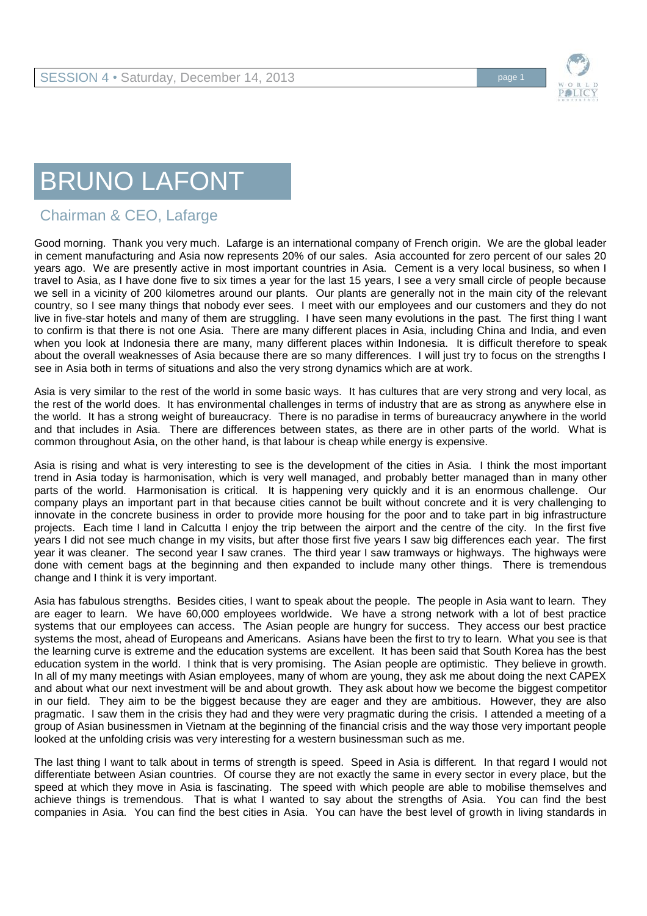# BRUNO LAFONT

## Chairman & CEO, Lafarge

Good morning. Thank you very much. Lafarge is an international company of French origin. We are the global leader in cement manufacturing and Asia now represents 20% of our sales. Asia accounted for zero percent of our sales 20 years ago. We are presently active in most important countries in Asia. Cement is a very local business, so when I travel to Asia, as I have done five to six times a year for the last 15 years, I see a very small circle of people because we sell in a vicinity of 200 kilometres around our plants. Our plants are generally not in the main city of the relevant country, so I see many things that nobody ever sees. I meet with our employees and our customers and they do not live in five-star hotels and many of them are struggling. I have seen many evolutions in the past. The first thing I want to confirm is that there is not one Asia. There are many different places in Asia, including China and India, and even when you look at Indonesia there are many, many different places within Indonesia. It is difficult therefore to speak about the overall weaknesses of Asia because there are so many differences. I will just try to focus on the strengths I see in Asia both in terms of situations and also the very strong dynamics which are at work.

Asia is very similar to the rest of the world in some basic ways. It has cultures that are very strong and very local, as the rest of the world does. It has environmental challenges in terms of industry that are as strong as anywhere else in the world. It has a strong weight of bureaucracy. There is no paradise in terms of bureaucracy anywhere in the world and that includes in Asia. There are differences between states, as there are in other parts of the world. What is common throughout Asia, on the other hand, is that labour is cheap while energy is expensive.

Asia is rising and what is very interesting to see is the development of the cities in Asia. I think the most important trend in Asia today is harmonisation, which is very well managed, and probably better managed than in many other parts of the world. Harmonisation is critical. It is happening very quickly and it is an enormous challenge. Our company plays an important part in that because cities cannot be built without concrete and it is very challenging to innovate in the concrete business in order to provide more housing for the poor and to take part in big infrastructure projects. Each time I land in Calcutta I enjoy the trip between the airport and the centre of the city. In the first five years I did not see much change in my visits, but after those first five years I saw big differences each year. The first year it was cleaner. The second year I saw cranes. The third year I saw tramways or highways. The highways were done with cement bags at the beginning and then expanded to include many other things. There is tremendous change and I think it is very important.

Asia has fabulous strengths. Besides cities, I want to speak about the people. The people in Asia want to learn. They are eager to learn. We have 60,000 employees worldwide. We have a strong network with a lot of best practice systems that our employees can access. The Asian people are hungry for success. They access our best practice systems the most, ahead of Europeans and Americans. Asians have been the first to try to learn. What you see is that the learning curve is extreme and the education systems are excellent. It has been said that South Korea has the best education system in the world. I think that is very promising. The Asian people are optimistic. They believe in growth. In all of my many meetings with Asian employees, many of whom are young, they ask me about doing the next CAPEX and about what our next investment will be and about growth. They ask about how we become the biggest competitor in our field. They aim to be the biggest because they are eager and they are ambitious. However, they are also pragmatic. I saw them in the crisis they had and they were very pragmatic during the crisis. I attended a meeting of a group of Asian businessmen in Vietnam at the beginning of the financial crisis and the way those very important people looked at the unfolding crisis was very interesting for a western businessman such as me.

The last thing I want to talk about in terms of strength is speed. Speed in Asia is different. In that regard I would not differentiate between Asian countries. Of course they are not exactly the same in every sector in every place, but the speed at which they move in Asia is fascinating. The speed with which people are able to mobilise themselves and achieve things is tremendous. That is what I wanted to say about the strengths of Asia. You can find the best companies in Asia. You can find the best cities in Asia. You can have the best level of growth in living standards in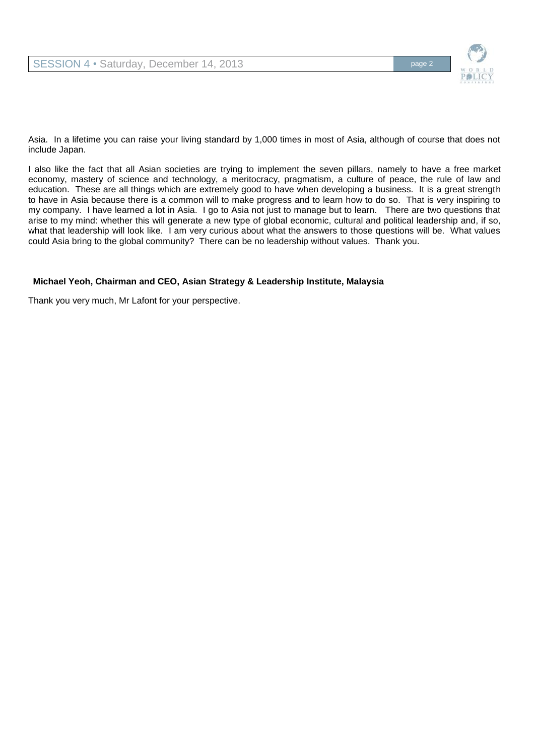Asia. In a lifetime you can raise your living standard by 1,000 times in most of Asia, although of course that does not include Japan.

I also like the fact that all Asian societies are trying to implement the seven pillars, namely to have a free market economy, mastery of science and technology, a meritocracy, pragmatism, a culture of peace, the rule of law and education. These are all things which are extremely good to have when developing a business. It is a great strength to have in Asia because there is a common will to make progress and to learn how to do so. That is very inspiring to my company. I have learned a lot in Asia. I go to Asia not just to manage but to learn. There are two questions that arise to my mind: whether this will generate a new type of global economic, cultural and political leadership and, if so, what that leadership will look like. I am very curious about what the answers to those questions will be. What values could Asia bring to the global community? There can be no leadership without values. Thank you.

**Michael Yeoh, Chairman and CEO, Asian Strategy & Leadership Institute, Malaysia**

Thank you very much, Mr Lafont for your perspective.